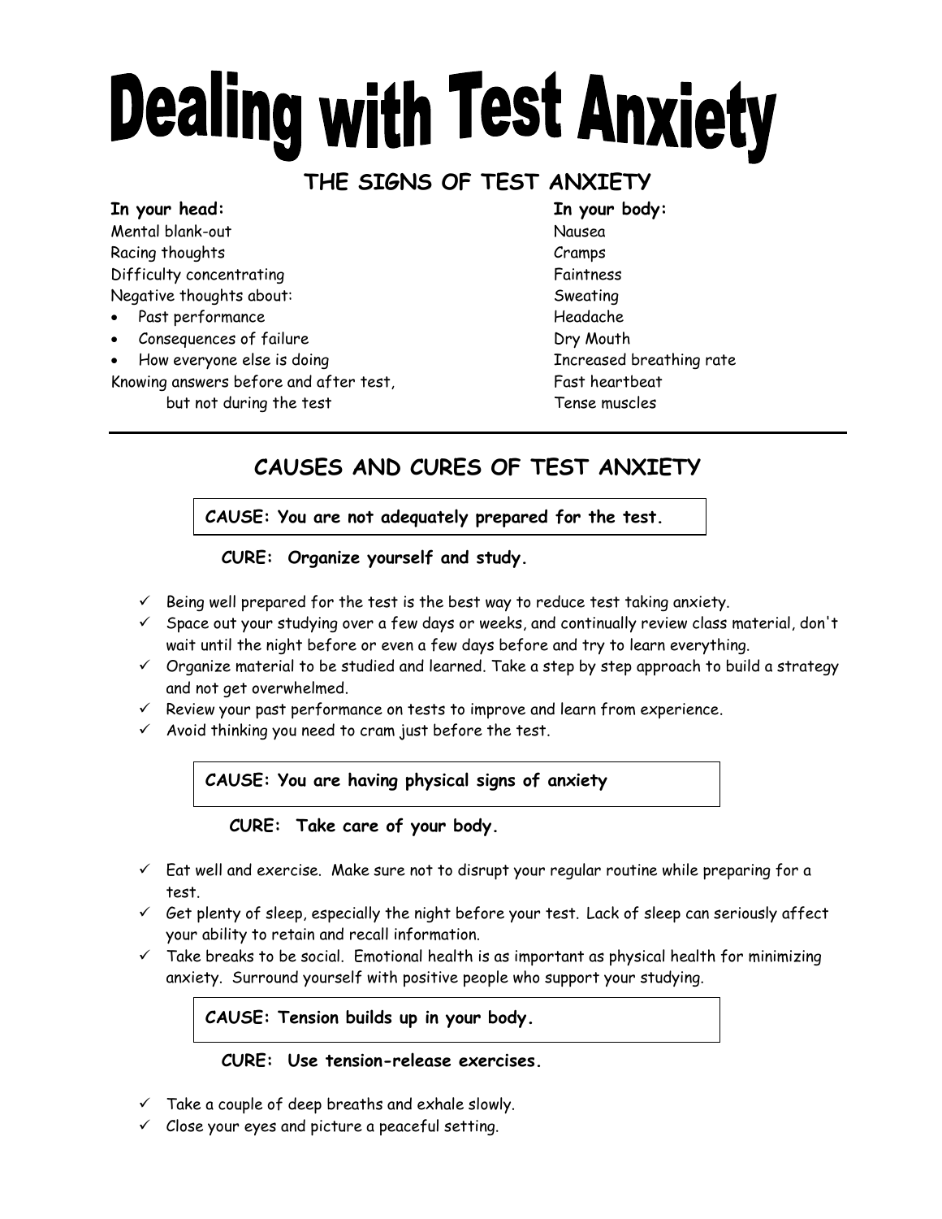# Dealing with Test Anxiety

## THE SIGNS OF TEST ANXIETY

**In your head:**

Mental blank-out
Racing thoughts
Difficulty concentrating
Negative thoughts about:

- Past performance
- Consequences of failure
- How everyone else is doing

Knowing answers before and after test, but not during the test

**In your body:**

Nausea
Cramps
Faintness
Sweating
Headache
Dry Mouth
Increased breathing rate
Fast heartbeat
Tense muscles

---

## CAUSES AND CURES OF TEST ANXIETY

**CAUSE: You are not adequately prepared for the test.**

**CURE: Organize yourself and study.**

- ✓ Being well prepared for the test is the best way to reduce test taking anxiety.
- ✓ Space out your studying over a few days or weeks, and continually review class material, don't wait until the night before or even a few days before and try to learn everything.
- ✓ Organize material to be studied and learned. Take a step by step approach to build a strategy and not get overwhelmed.
- ✓ Review your past performance on tests to improve and learn from experience.
- ✓ Avoid thinking you need to cram just before the test.

**CAUSE: You are having physical signs of anxiety**

**CURE: Take care of your body.**

- ✓ Eat well and exercise. Make sure not to disrupt your regular routine while preparing for a test.
- ✓ Get plenty of sleep, especially the night before your test. Lack of sleep can seriously affect your ability to retain and recall information.
- ✓ Take breaks to be social. Emotional health is as important as physical health for minimizing anxiety. Surround yourself with positive people who support your studying.

**CAUSE: Tension builds up in your body.**

**CURE: Use tension-release exercises.**

- ✓ Take a couple of deep breaths and exhale slowly.
- ✓ Close your eyes and picture a peaceful setting.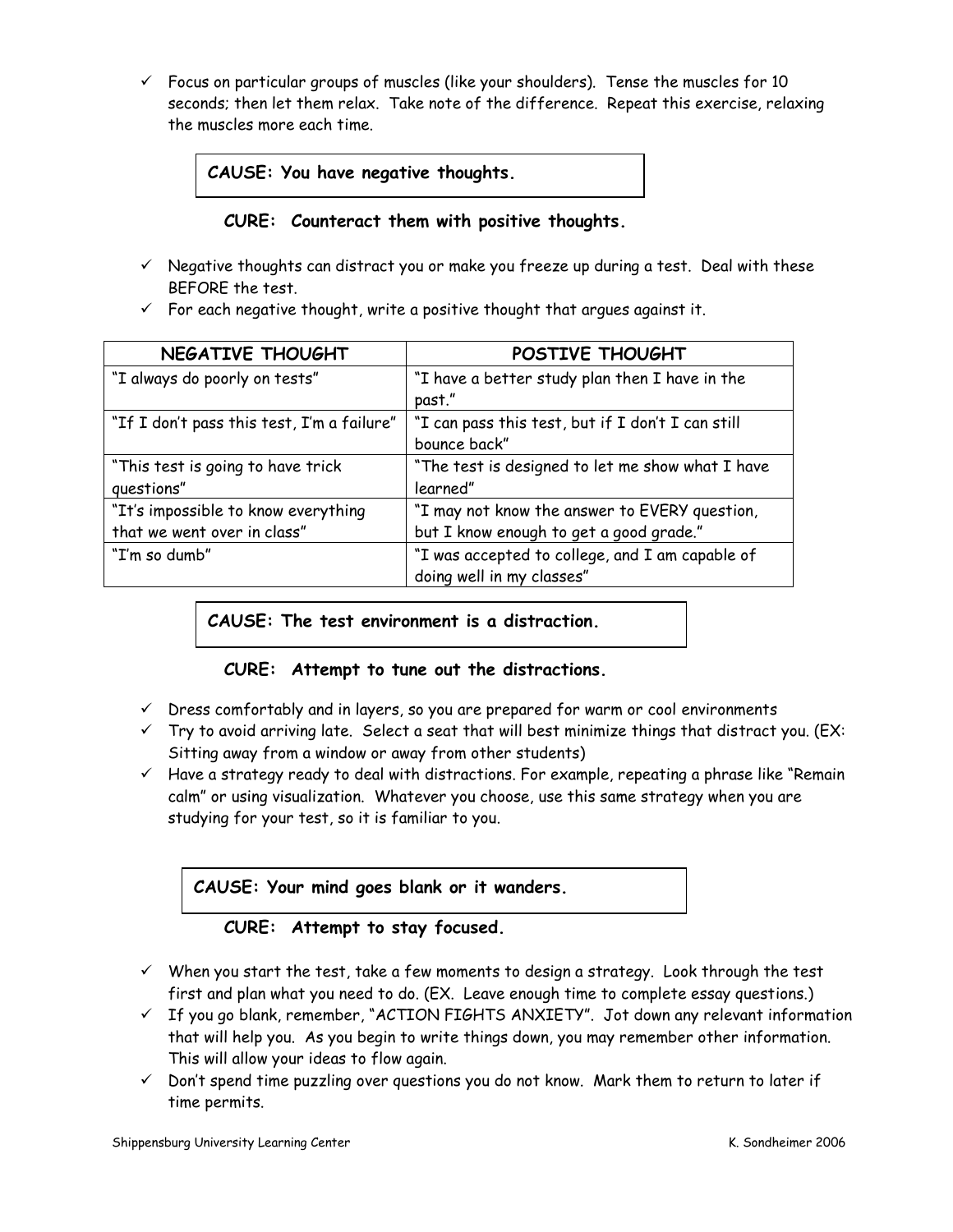- Focus on particular groups of muscles (like your shoulders). Tense the muscles for 10 seconds; then let them relax. Take note of the difference. Repeat this exercise, relaxing the muscles more each time.

**CAUSE: You have negative thoughts.**

**CURE: Counteract them with positive thoughts.**

- Negative thoughts can distract you or make you freeze up during a test. Deal with these BEFORE the test.
- For each negative thought, write a positive thought that argues against it.

| NEGATIVE THOUGHT | POSTIVE THOUGHT |
|---|---|
| "I always do poorly on tests" | "I have a better study plan then I have in the past." |
| "If I don't pass this test, I'm a failure" | "I can pass this test, but if I don't I can still bounce back" |
| "This test is going to have trick questions" | "The test is designed to let me show what I have learned" |
| "It's impossible to know everything that we went over in class" | "I may not know the answer to EVERY question, but I know enough to get a good grade." |
| "I'm so dumb" | "I was accepted to college, and I am capable of doing well in my classes" |

**CAUSE: The test environment is a distraction.**

**CURE: Attempt to tune out the distractions.**

- Dress comfortably and in layers, so you are prepared for warm or cool environments
- Try to avoid arriving late. Select a seat that will best minimize things that distract you. (EX: Sitting away from a window or away from other students)
- Have a strategy ready to deal with distractions. For example, repeating a phrase like "Remain calm" or using visualization. Whatever you choose, use this same strategy when you are studying for your test, so it is familiar to you.

**CAUSE: Your mind goes blank or it wanders.**

**CURE: Attempt to stay focused.**

- When you start the test, take a few moments to design a strategy. Look through the test first and plan what you need to do. (EX. Leave enough time to complete essay questions.)
- If you go blank, remember, "ACTION FIGHTS ANXIETY". Jot down any relevant information that will help you. As you begin to write things down, you may remember other information. This will allow your ideas to flow again.
- Don't spend time puzzling over questions you do not know. Mark them to return to later if time permits.

Shippensburg University Learning Center K. Sondheimer 2006